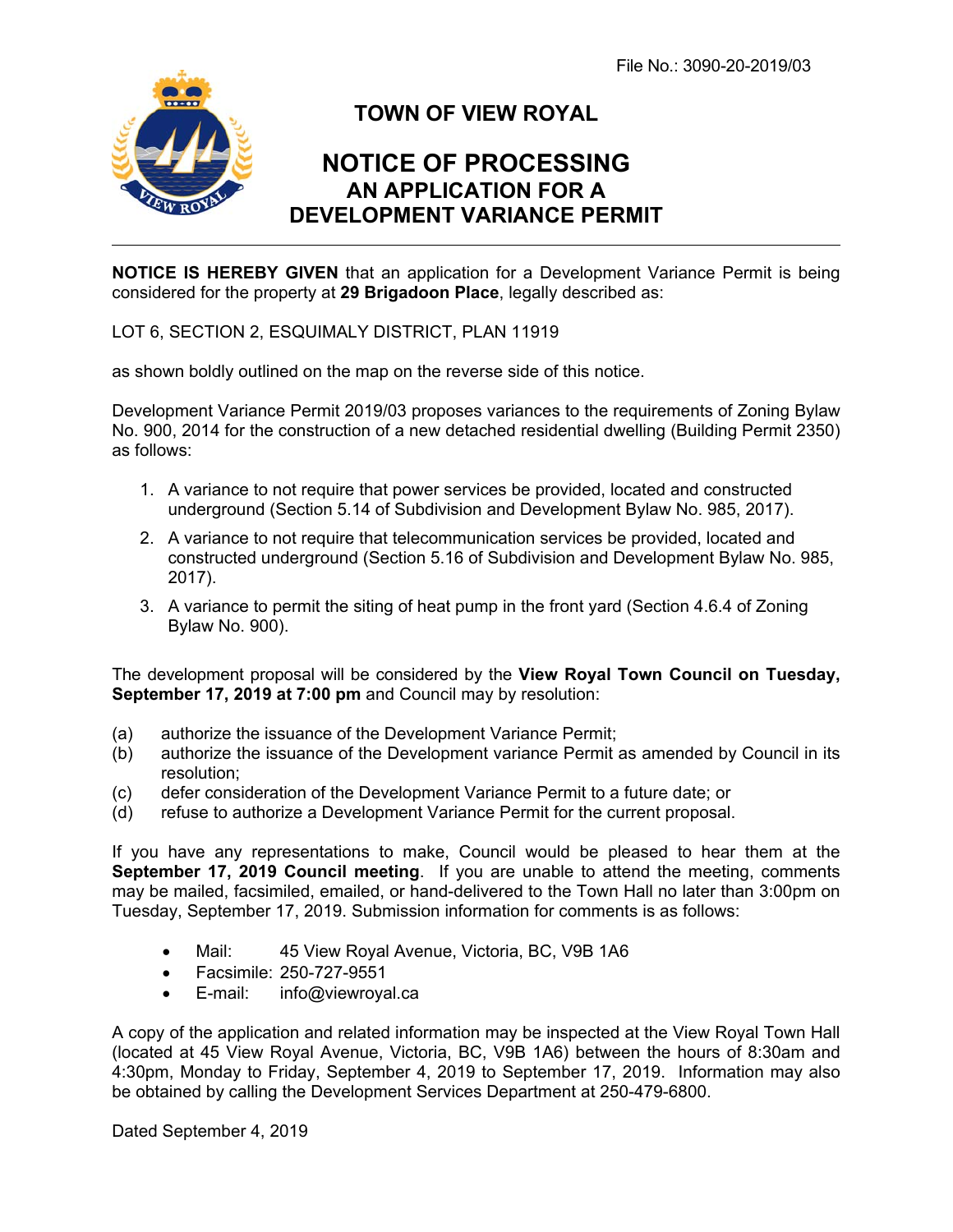File No.: 3090-20-2019/03

# TOWN OF VIEW ROYAL

## NOTICE OF PROCESSING
## AN APPLICATION FOR A DEVELOPMENT VARIANCE PERMIT

**NOTICE IS HEREBY GIVEN** that an application for a Development Variance Permit is being considered for the property at **29 Brigadoon Place**, legally described as:

LOT 6, SECTION 2, ESQUIMALY DISTRICT, PLAN 11919

as shown boldly outlined on the map on the reverse side of this notice.

Development Variance Permit 2019/03 proposes variances to the requirements of Zoning Bylaw No. 900, 2014 for the construction of a new detached residential dwelling (Building Permit 2350) as follows:

1. A variance to not require that power services be provided, located and constructed underground (Section 5.14 of Subdivision and Development Bylaw No. 985, 2017).
2. A variance to not require that telecommunication services be provided, located and constructed underground (Section 5.16 of Subdivision and Development Bylaw No. 985, 2017).
3. A variance to permit the siting of heat pump in the front yard (Section 4.6.4 of Zoning Bylaw No. 900).

The development proposal will be considered by the **View Royal Town Council on Tuesday, September 17, 2019 at 7:00 pm** and Council may by resolution:

(a) authorize the issuance of the Development Variance Permit;
(b) authorize the issuance of the Development variance Permit as amended by Council in its resolution;
(c) defer consideration of the Development Variance Permit to a future date; or
(d) refuse to authorize a Development Variance Permit for the current proposal.

If you have any representations to make, Council would be pleased to hear them at the **September 17, 2019 Council meeting**. If you are unable to attend the meeting, comments may be mailed, facsimiled, emailed, or hand-delivered to the Town Hall no later than 3:00pm on Tuesday, September 17, 2019. Submission information for comments is as follows:

- Mail: 45 View Royal Avenue, Victoria, BC, V9B 1A6
- Facsimile: 250-727-9551
- E-mail: info@viewroyal.ca

A copy of the application and related information may be inspected at the View Royal Town Hall (located at 45 View Royal Avenue, Victoria, BC, V9B 1A6) between the hours of 8:30am and 4:30pm, Monday to Friday, September 4, 2019 to September 17, 2019. Information may also be obtained by calling the Development Services Department at 250-479-6800.

Dated September 4, 2019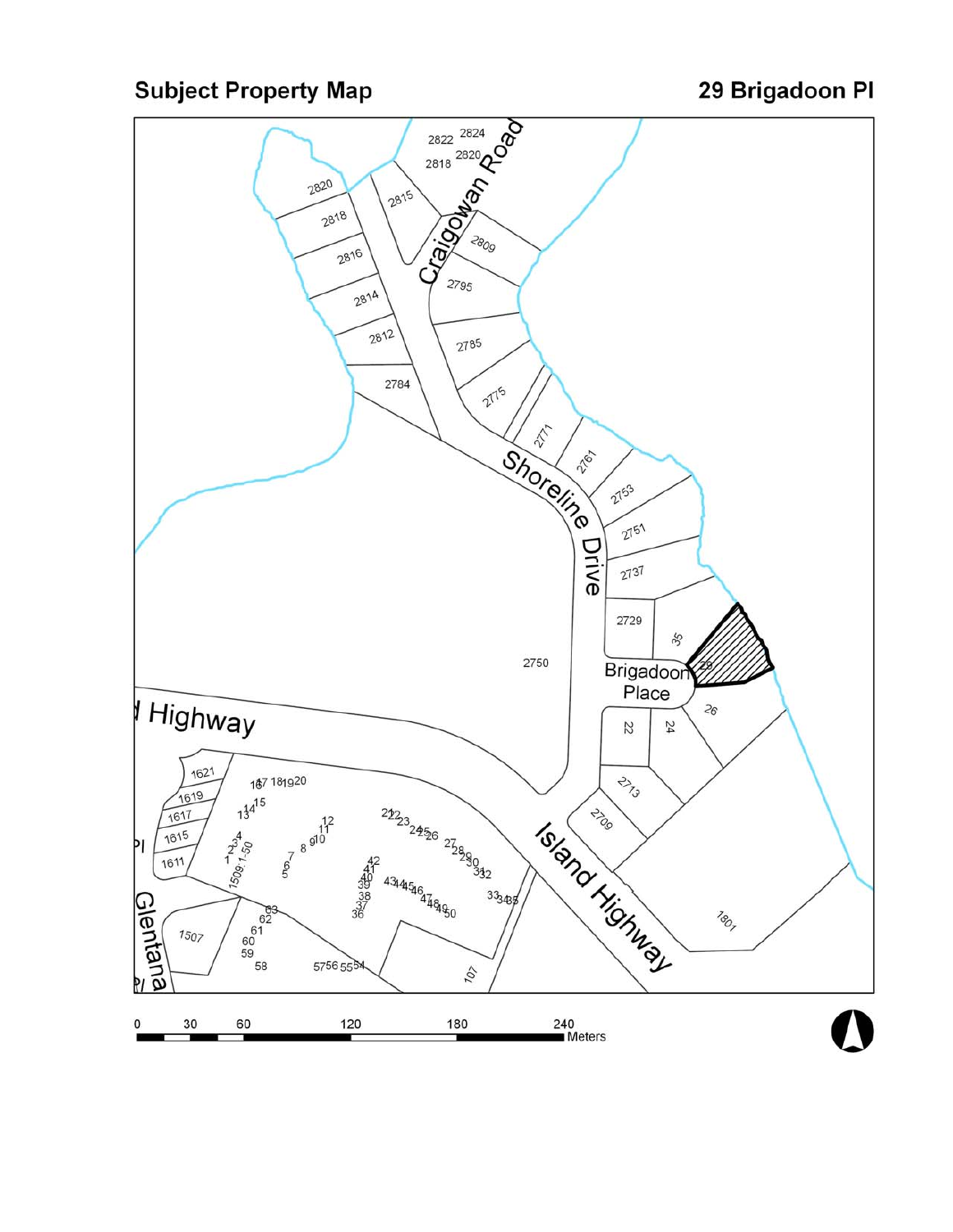# Subject Property Map

## 29 Brigadoon Pl

Craigowan Road

Shoreline Drive

Brigadoon Place

Island Highway

Glentana

2822 2824 2820 2818 2815 2820 2818 2816 2814 2812 2809 2795 2785 2784 2775 2771 2761 2753 2751 2737 2729 35 29 26 24 22 2750 2713 2709 1801 1621 1619 1617 1615 1611 1507 107

0 30 60 120 180 240 Meters